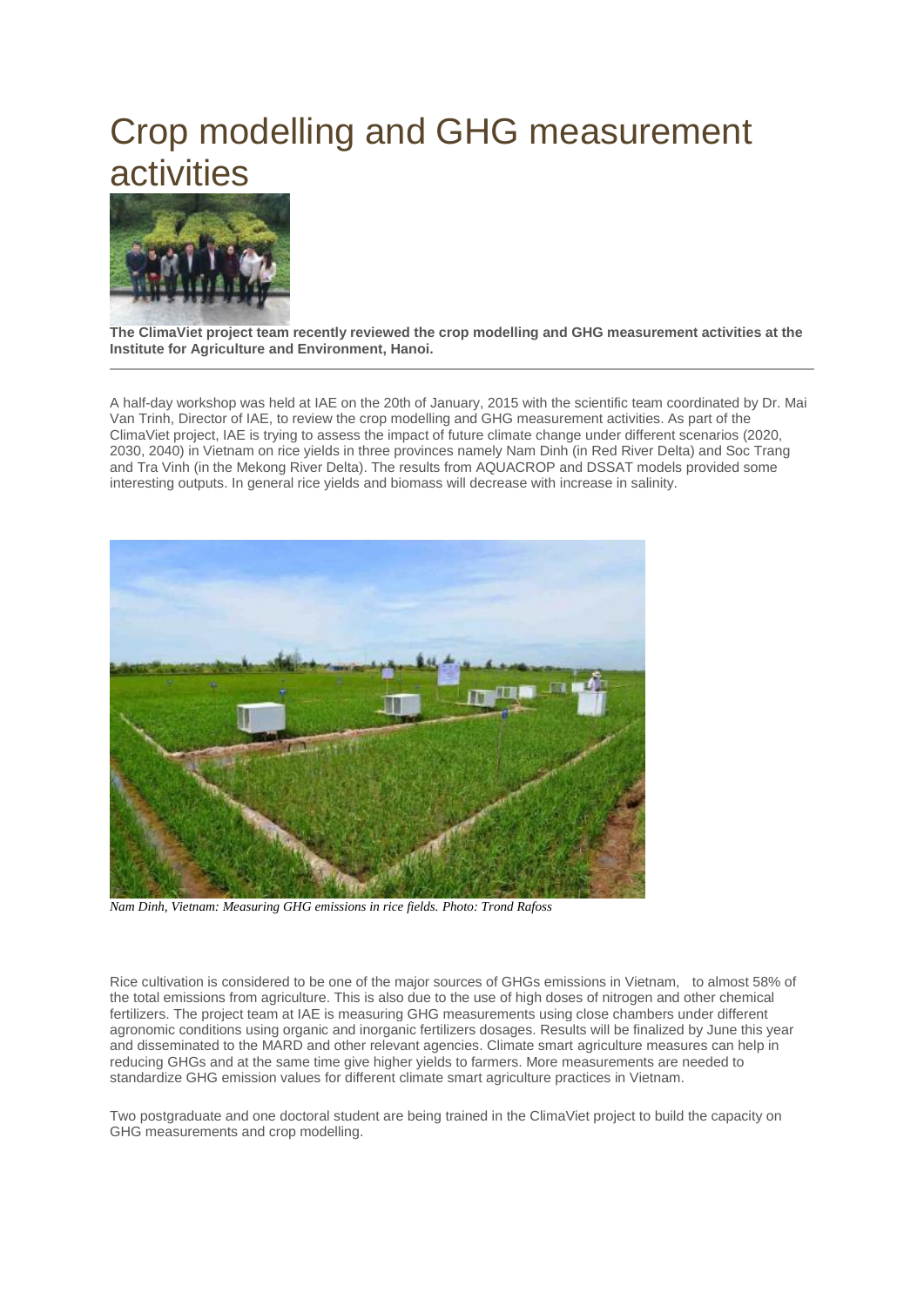# Crop modelling and GHG measurement activities

**The ClimaViet project team recently reviewed the crop modelling and GHG measurement activities at the Institute for Agriculture and Environment, Hanoi.**

---

A half-day workshop was held at IAE on the 20th of January, 2015 with the scientific team coordinated by Dr. Mai Van Trinh, Director of IAE, to review the crop modelling and GHG measurement activities. As part of the ClimaViet project, IAE is trying to assess the impact of future climate change under different scenarios (2020, 2030, 2040) in Vietnam on rice yields in three provinces namely Nam Dinh (in Red River Delta) and Soc Trang and Tra Vinh (in the Mekong River Delta). The results from AQUACROP and DSSAT models provided some interesting outputs. In general rice yields and biomass will decrease with increase in salinity.

*Nam Dinh, Vietnam: Measuring GHG emissions in rice fields. Photo: Trond Rafoss*

Rice cultivation is considered to be one of the major sources of GHGs emissions in Vietnam, to almost 58% of the total emissions from agriculture. This is also due to the use of high doses of nitrogen and other chemical fertilizers. The project team at IAE is measuring GHG measurements using close chambers under different agronomic conditions using organic and inorganic fertilizers dosages. Results will be finalized by June this year and disseminated to the MARD and other relevant agencies. Climate smart agriculture measures can help in reducing GHGs and at the same time give higher yields to farmers. More measurements are needed to standardize GHG emission values for different climate smart agriculture practices in Vietnam.

Two postgraduate and one doctoral student are being trained in the ClimaViet project to build the capacity on GHG measurements and crop modelling.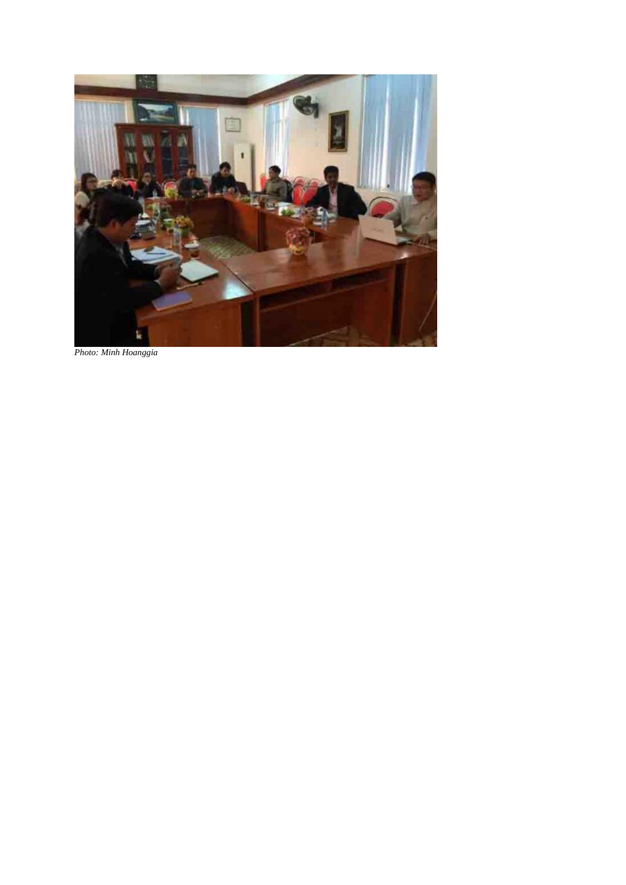*Photo: Minh Hoanggia*